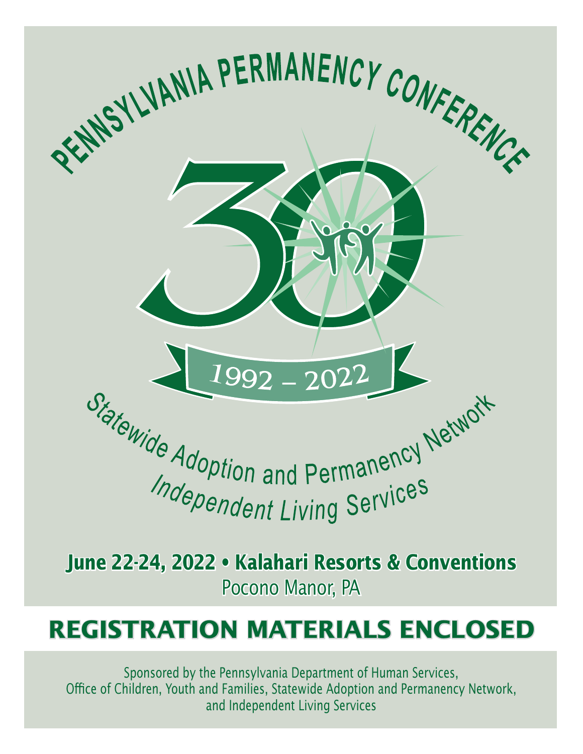# PENNSYLVANIA PERMANENCY CONFERENCE

30

1992 – 2022

Statewide Adoption and Permanency Network
Independent Living Services

**June 22-24, 2022 • Kalahari Resorts & Conventions**
Pocono Manor, PA

## REGISTRATION MATERIALS ENCLOSED

Sponsored by the Pennsylvania Department of Human Services,
Office of Children, Youth and Families, Statewide Adoption and Permanency Network,
and Independent Living Services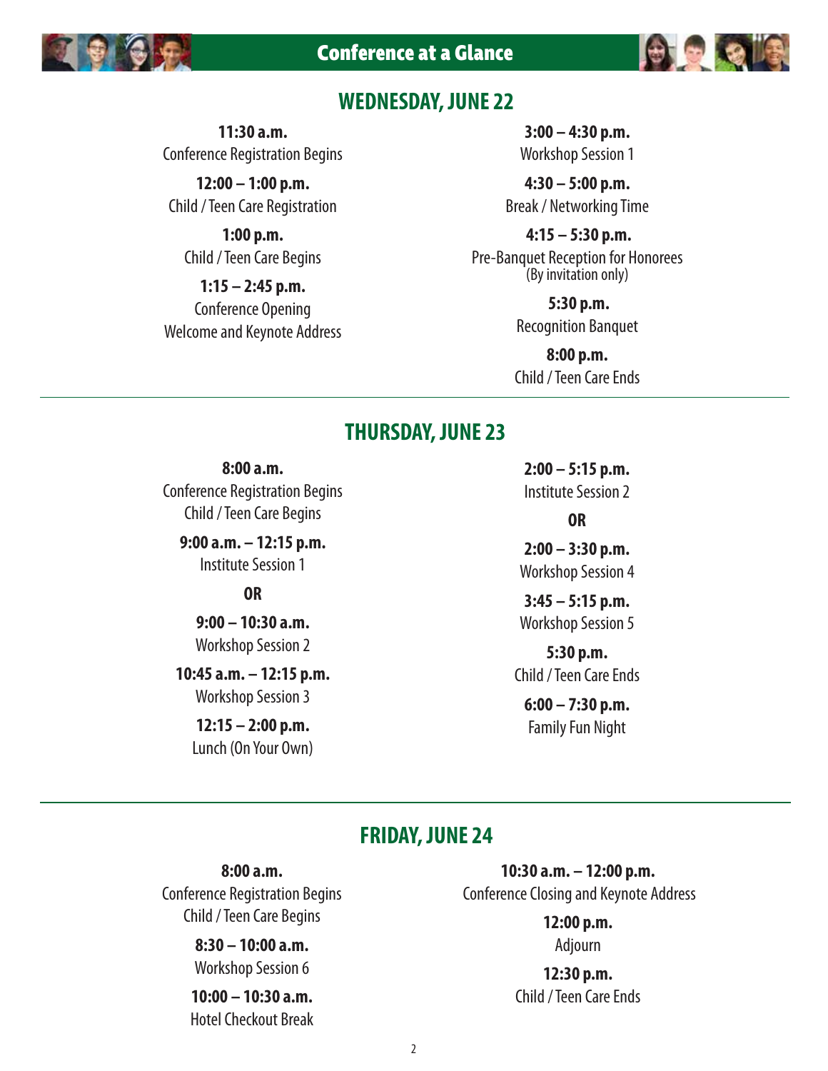# Conference at a Glance

## WEDNESDAY, JUNE 22

**11:30 a.m.**
Conference Registration Begins

**12:00 – 1:00 p.m.**
Child / Teen Care Registration

**1:00 p.m.**
Child / Teen Care Begins

**1:15 – 2:45 p.m.**
Conference Opening
Welcome and Keynote Address

**3:00 – 4:30 p.m.**
Workshop Session 1

**4:30 – 5:00 p.m.**
Break / Networking Time

**4:15 – 5:30 p.m.**
Pre-Banquet Reception for Honorees
(By invitation only)

**5:30 p.m.**
Recognition Banquet

**8:00 p.m.**
Child / Teen Care Ends

## THURSDAY, JUNE 23

**8:00 a.m.**
Conference Registration Begins
Child / Teen Care Begins

**9:00 a.m. – 12:15 p.m.**
Institute Session 1

**OR**

**9:00 – 10:30 a.m.**
Workshop Session 2

**10:45 a.m. – 12:15 p.m.**
Workshop Session 3

**12:15 – 2:00 p.m.**
Lunch (On Your Own)

**2:00 – 5:15 p.m.**
Institute Session 2

**OR**

**2:00 – 3:30 p.m.**
Workshop Session 4

**3:45 – 5:15 p.m.**
Workshop Session 5

**5:30 p.m.**
Child / Teen Care Ends

**6:00 – 7:30 p.m.**
Family Fun Night

## FRIDAY, JUNE 24

**8:00 a.m.**
Conference Registration Begins
Child / Teen Care Begins

**8:30 – 10:00 a.m.**
Workshop Session 6

**10:00 – 10:30 a.m.**
Hotel Checkout Break

**10:30 a.m. – 12:00 p.m.**
Conference Closing and Keynote Address

**12:00 p.m.**
Adjourn

**12:30 p.m.**
Child / Teen Care Ends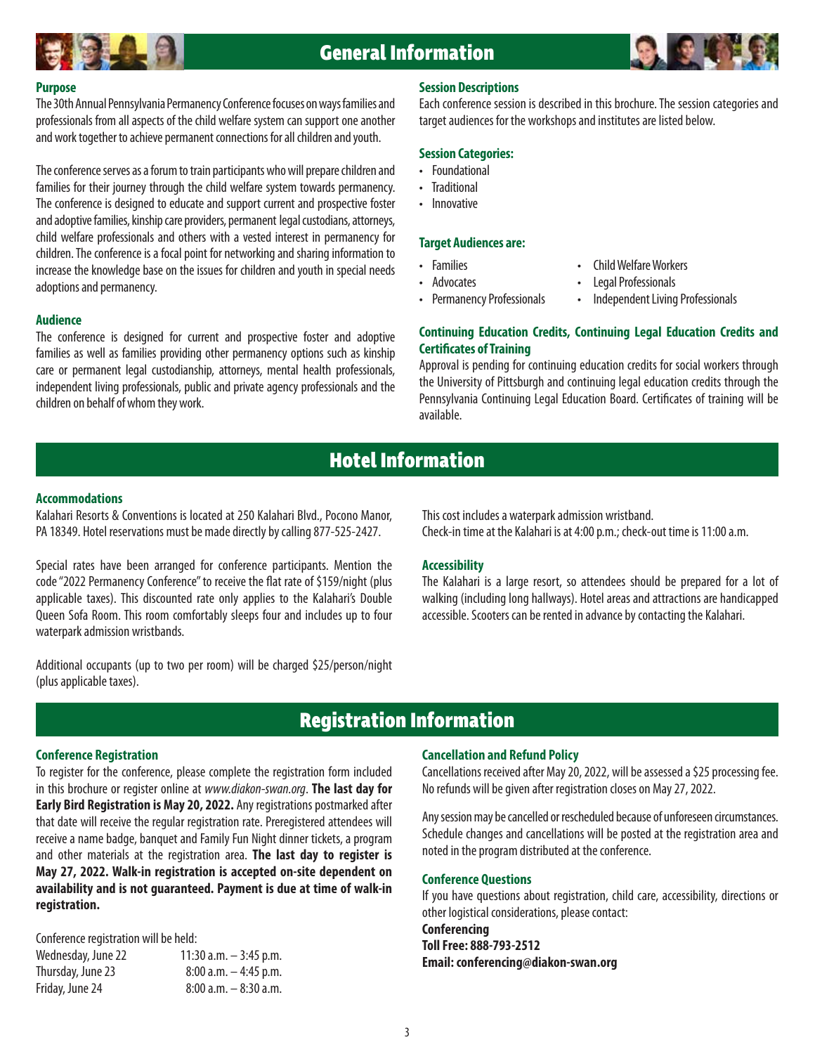# General Information

### Purpose

The 30th Annual Pennsylvania Permanency Conference focuses on ways families and professionals from all aspects of the child welfare system can support one another and work together to achieve permanent connections for all children and youth.

The conference serves as a forum to train participants who will prepare children and families for their journey through the child welfare system towards permanency. The conference is designed to educate and support current and prospective foster and adoptive families, kinship care providers, permanent legal custodians, attorneys, child welfare professionals and others with a vested interest in permanency for children. The conference is a focal point for networking and sharing information to increase the knowledge base on the issues for children and youth in special needs adoptions and permanency.

### Audience

The conference is designed for current and prospective foster and adoptive families as well as families providing other permanency options such as kinship care or permanent legal custodianship, attorneys, mental health professionals, independent living professionals, public and private agency professionals and the children on behalf of whom they work.

### Session Descriptions

Each conference session is described in this brochure. The session categories and target audiences for the workshops and institutes are listed below.

### Session Categories:

- Foundational
- Traditional
- Innovative

### Target Audiences are:

- Families
- Advocates
- Permanency Professionals
- Child Welfare Workers
- Legal Professionals
- Independent Living Professionals

### Continuing Education Credits, Continuing Legal Education Credits and Certificates of Training

Approval is pending for continuing education credits for social workers through the University of Pittsburgh and continuing legal education credits through the Pennsylvania Continuing Legal Education Board. Certificates of training will be available.

# Hotel Information

### Accommodations

Kalahari Resorts & Conventions is located at 250 Kalahari Blvd., Pocono Manor, PA 18349. Hotel reservations must be made directly by calling 877-525-2427.

Special rates have been arranged for conference participants. Mention the code "2022 Permanency Conference" to receive the flat rate of $159/night (plus applicable taxes). This discounted rate only applies to the Kalahari's Double Queen Sofa Room. This room comfortably sleeps four and includes up to four waterpark admission wristbands.

Additional occupants (up to two per room) will be charged $25/person/night (plus applicable taxes).

This cost includes a waterpark admission wristband.
Check-in time at the Kalahari is at 4:00 p.m.; check-out time is 11:00 a.m.

### Accessibility

The Kalahari is a large resort, so attendees should be prepared for a lot of walking (including long hallways). Hotel areas and attractions are handicapped accessible. Scooters can be rented in advance by contacting the Kalahari.

# Registration Information

### Conference Registration

To register for the conference, please complete the registration form included in this brochure or register online at *www.diakon-swan.org*. **The last day for Early Bird Registration is May 20, 2022.** Any registrations postmarked after that date will receive the regular registration rate. Preregistered attendees will receive a name badge, banquet and Family Fun Night dinner tickets, a program and other materials at the registration area. **The last day to register is May 27, 2022. Walk-in registration is accepted on-site dependent on availability and is not guaranteed. Payment is due at time of walk-in registration.**

Conference registration will be held:

| | |
|---|---|
| Wednesday, June 22 | 11:30 a.m. – 3:45 p.m. |
| Thursday, June 23 | 8:00 a.m. – 4:45 p.m. |
| Friday, June 24 | 8:00 a.m. – 8:30 a.m. |

### Cancellation and Refund Policy

Cancellations received after May 20, 2022, will be assessed a $25 processing fee. No refunds will be given after registration closes on May 27, 2022.

Any session may be cancelled or rescheduled because of unforeseen circumstances. Schedule changes and cancellations will be posted at the registration area and noted in the program distributed at the conference.

### Conference Questions

If you have questions about registration, child care, accessibility, directions or other logistical considerations, please contact:
**Conferencing**
**Toll Free: 888-793-2512**
**Email: conferencing@diakon-swan.org**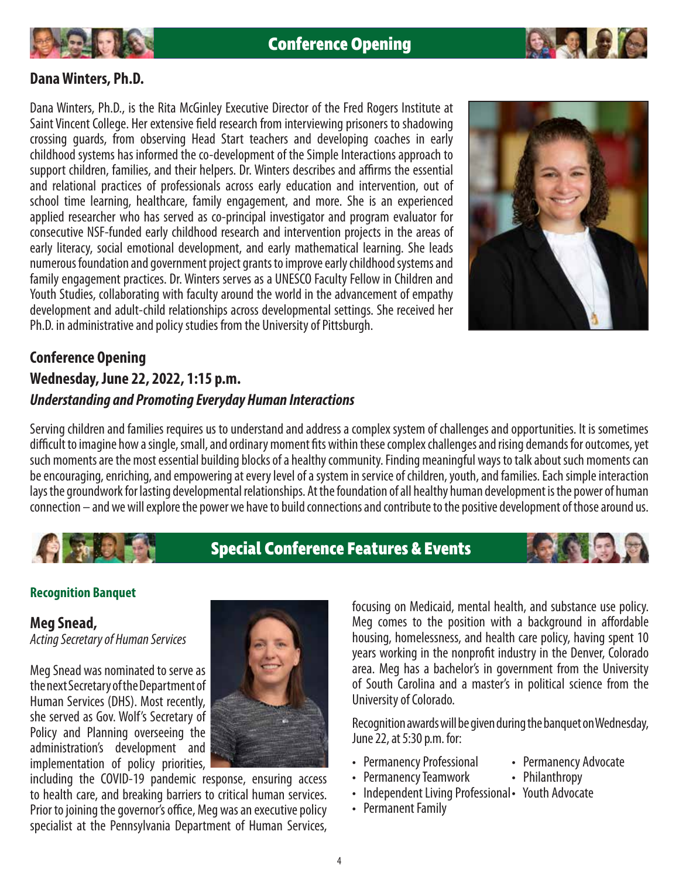## Conference Opening

### Dana Winters, Ph.D.

Dana Winters, Ph.D., is the Rita McGinley Executive Director of the Fred Rogers Institute at Saint Vincent College. Her extensive field research from interviewing prisoners to shadowing crossing guards, from observing Head Start teachers and developing coaches in early childhood systems has informed the co-development of the Simple Interactions approach to support children, families, and their helpers. Dr. Winters describes and affirms the essential and relational practices of professionals across early education and intervention, out of school time learning, healthcare, family engagement, and more. She is an experienced applied researcher who has served as co-principal investigator and program evaluator for consecutive NSF-funded early childhood research and intervention projects in the areas of early literacy, social emotional development, and early mathematical learning. She leads numerous foundation and government project grants to improve early childhood systems and family engagement practices. Dr. Winters serves as a UNESCO Faculty Fellow in Children and Youth Studies, collaborating with faculty around the world in the advancement of empathy development and adult-child relationships across developmental settings. She received her Ph.D. in administrative and policy studies from the University of Pittsburgh.

### Conference Opening
### Wednesday, June 22, 2022, 1:15 p.m.
### *Understanding and Promoting Everyday Human Interactions*

Serving children and families requires us to understand and address a complex system of challenges and opportunities. It is sometimes difficult to imagine how a single, small, and ordinary moment fits within these complex challenges and rising demands for outcomes, yet such moments are the most essential building blocks of a healthy community. Finding meaningful ways to talk about such moments can be encouraging, enriching, and empowering at every level of a system in service of children, youth, and families. Each simple interaction lays the groundwork for lasting developmental relationships. At the foundation of all healthy human development is the power of human connection – and we will explore the power we have to build connections and contribute to the positive development of those around us.

## Special Conference Features & Events

#### Recognition Banquet

### Meg Snead,
*Acting Secretary of Human Services*

Meg Snead was nominated to serve as the next Secretary of the Department of Human Services (DHS). Most recently, she served as Gov. Wolf's Secretary of Policy and Planning overseeing the administration's development and implementation of policy priorities, including the COVID-19 pandemic response, ensuring access to health care, and breaking barriers to critical human services. Prior to joining the governor's office, Meg was an executive policy specialist at the Pennsylvania Department of Human Services, focusing on Medicaid, mental health, and substance use policy. Meg comes to the position with a background in affordable housing, homelessness, and health care policy, having spent 10 years working in the nonprofit industry in the Denver, Colorado area. Meg has a bachelor's in government from the University of South Carolina and a master's in political science from the University of Colorado.

Recognition awards will be given during the banquet on Wednesday, June 22, at 5:30 p.m. for:

- Permanency Professional
- Permanency Teamwork
- Independent Living Professional
- Permanent Family
- Permanency Advocate
- Philanthropy
- Youth Advocate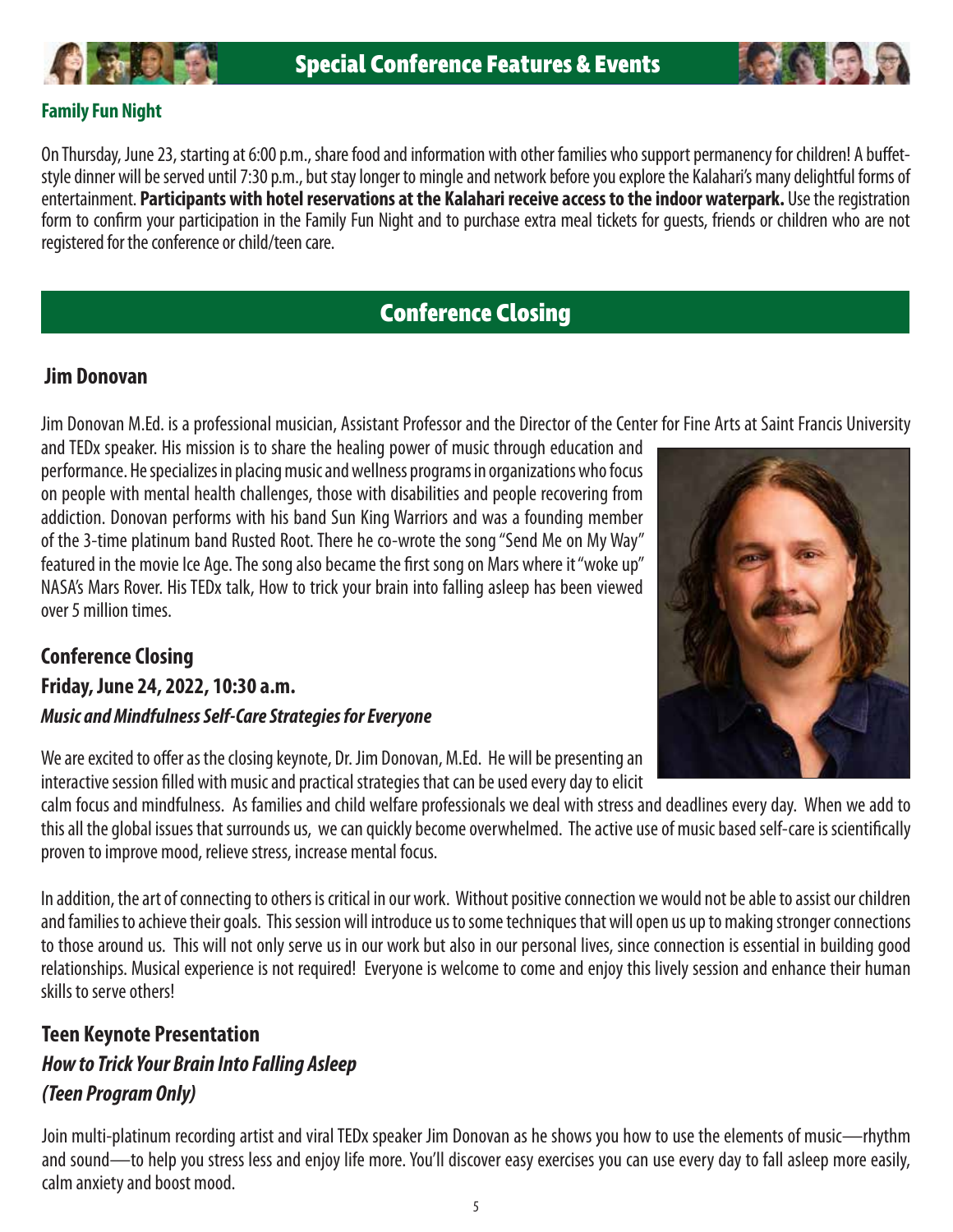# Special Conference Features & Events

### Family Fun Night

On Thursday, June 23, starting at 6:00 p.m., share food and information with other families who support permanency for children! A buffet-style dinner will be served until 7:30 p.m., but stay longer to mingle and network before you explore the Kalahari's many delightful forms of entertainment. **Participants with hotel reservations at the Kalahari receive access to the indoor waterpark.** Use the registration form to confirm your participation in the Family Fun Night and to purchase extra meal tickets for guests, friends or children who are not registered for the conference or child/teen care.

## Conference Closing

### Jim Donovan

Jim Donovan M.Ed. is a professional musician, Assistant Professor and the Director of the Center for Fine Arts at Saint Francis University and TEDx speaker. His mission is to share the healing power of music through education and performance. He specializes in placing music and wellness programs in organizations who focus on people with mental health challenges, those with disabilities and people recovering from addiction. Donovan performs with his band Sun King Warriors and was a founding member of the 3-time platinum band Rusted Root. There he co-wrote the song "Send Me on My Way" featured in the movie Ice Age. The song also became the first song on Mars where it "woke up" NASA's Mars Rover. His TEDx talk, How to trick your brain into falling asleep has been viewed over 5 million times.

### Conference Closing

**Friday, June 24, 2022, 10:30 a.m.**

***Music and Mindfulness Self-Care Strategies for Everyone***

We are excited to offer as the closing keynote, Dr. Jim Donovan, M.Ed. He will be presenting an interactive session filled with music and practical strategies that can be used every day to elicit calm focus and mindfulness. As families and child welfare professionals we deal with stress and deadlines every day. When we add to this all the global issues that surrounds us, we can quickly become overwhelmed. The active use of music based self-care is scientifically proven to improve mood, relieve stress, increase mental focus.

In addition, the art of connecting to others is critical in our work. Without positive connection we would not be able to assist our children and families to achieve their goals. This session will introduce us to some techniques that will open us up to making stronger connections to those around us. This will not only serve us in our work but also in our personal lives, since connection is essential in building good relationships. Musical experience is not required! Everyone is welcome to come and enjoy this lively session and enhance their human skills to serve others!

### Teen Keynote Presentation

***How to Trick Your Brain Into Falling Asleep***

***(Teen Program Only)***

Join multi-platinum recording artist and viral TEDx speaker Jim Donovan as he shows you how to use the elements of music—rhythm and sound—to help you stress less and enjoy life more. You'll discover easy exercises you can use every day to fall asleep more easily, calm anxiety and boost mood.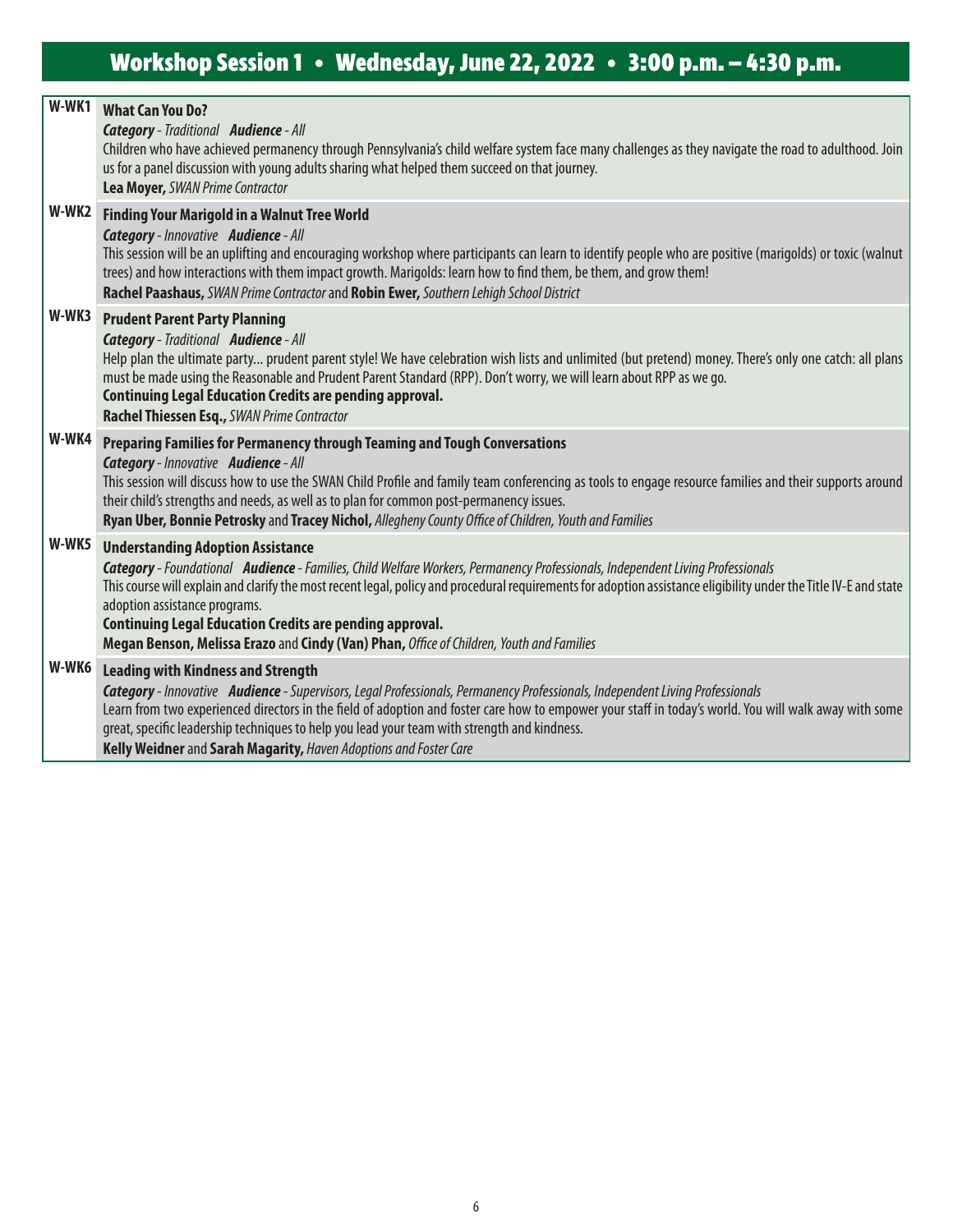# Workshop Session 1 • Wednesday, June 22, 2022 • 3:00 p.m. – 4:30 p.m.

**W-WK1** **What Can You Do?**
***Category*** *- Traditional* ***Audience*** *- All*
Children who have achieved permanency through Pennsylvania's child welfare system face many challenges as they navigate the road to adulthood. Join us for a panel discussion with young adults sharing what helped them succeed on that journey.
**Lea Moyer,** *SWAN Prime Contractor*

**W-WK2** **Finding Your Marigold in a Walnut Tree World**
***Category*** *- Innovative* ***Audience*** *- All*
This session will be an uplifting and encouraging workshop where participants can learn to identify people who are positive (marigolds) or toxic (walnut trees) and how interactions with them impact growth. Marigolds: learn how to find them, be them, and grow them!
**Rachel Paashaus,** *SWAN Prime Contractor* and **Robin Ewer,** *Southern Lehigh School District*

**W-WK3** **Prudent Parent Party Planning**
***Category*** *- Traditional* ***Audience*** *- All*
Help plan the ultimate party... prudent parent style! We have celebration wish lists and unlimited (but pretend) money. There's only one catch: all plans must be made using the Reasonable and Prudent Parent Standard (RPP). Don't worry, we will learn about RPP as we go.
**Continuing Legal Education Credits are pending approval.**
**Rachel Thiessen Esq.,** *SWAN Prime Contractor*

**W-WK4** **Preparing Families for Permanency through Teaming and Tough Conversations**
***Category*** *- Innovative* ***Audience*** *- All*
This session will discuss how to use the SWAN Child Profile and family team conferencing as tools to engage resource families and their supports around their child's strengths and needs, as well as to plan for common post-permanency issues.
**Ryan Uber, Bonnie Petrosky** and **Tracey Nichol,** *Allegheny County Office of Children, Youth and Families*

**W-WK5** **Understanding Adoption Assistance**
***Category*** *- Foundational* ***Audience*** *- Families, Child Welfare Workers, Permanency Professionals, Independent Living Professionals*
This course will explain and clarify the most recent legal, policy and procedural requirements for adoption assistance eligibility under the Title IV-E and state adoption assistance programs.
**Continuing Legal Education Credits are pending approval.**
**Megan Benson, Melissa Erazo** and **Cindy (Van) Phan,** *Office of Children, Youth and Families*

**W-WK6** **Leading with Kindness and Strength**
***Category*** *- Innovative* ***Audience*** *- Supervisors, Legal Professionals, Permanency Professionals, Independent Living Professionals*
Learn from two experienced directors in the field of adoption and foster care how to empower your staff in today's world. You will walk away with some great, specific leadership techniques to help you lead your team with strength and kindness.
**Kelly Weidner** and **Sarah Magarity,** *Haven Adoptions and Foster Care*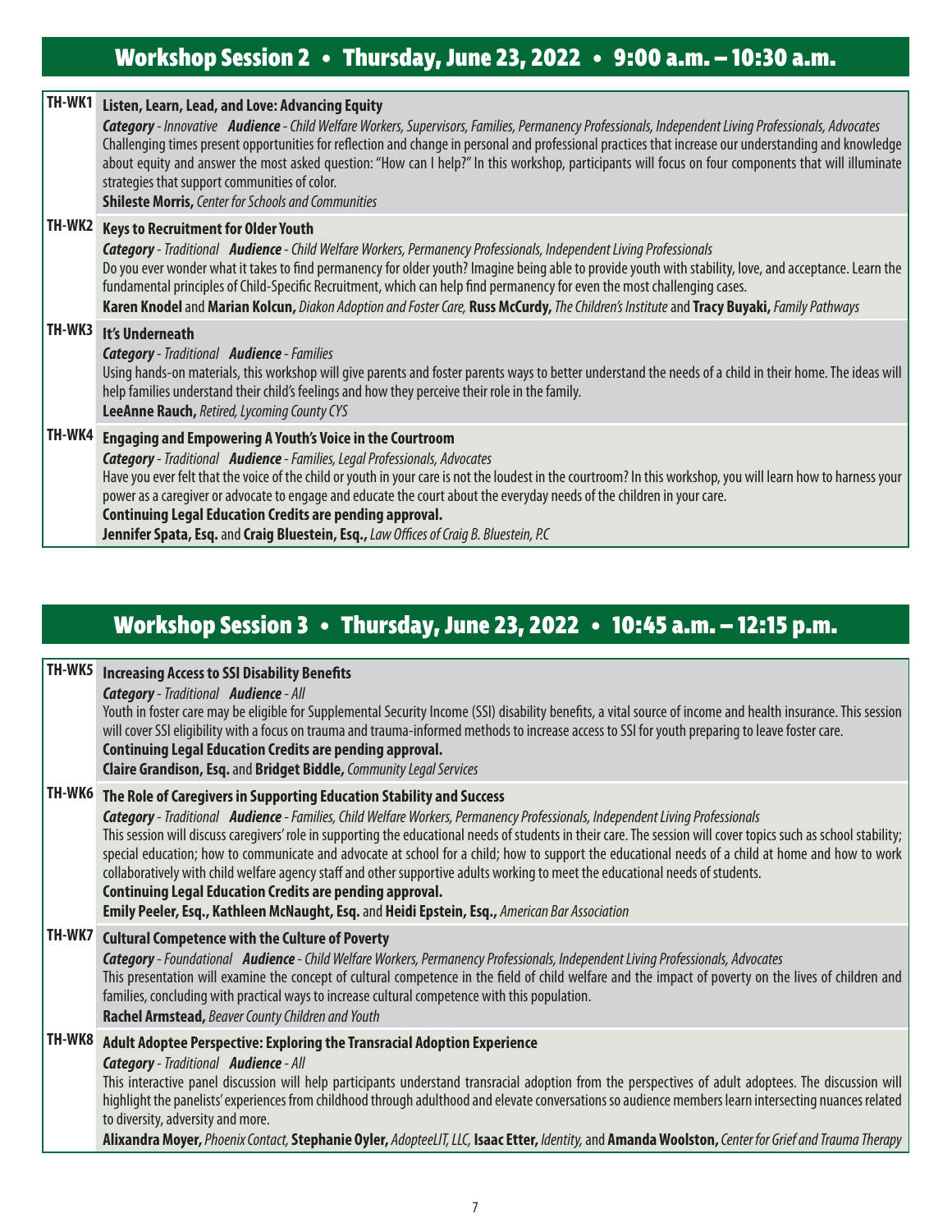## Workshop Session 2 • Thursday, June 23, 2022 • 9:00 a.m. – 10:30 a.m.

**TH-WK1 Listen, Learn, Lead, and Love: Advancing Equity**

***Category*** *- Innovative* ***Audience*** *- Child Welfare Workers, Supervisors, Families, Permanency Professionals, Independent Living Professionals, Advocates*

Challenging times present opportunities for reflection and change in personal and professional practices that increase our understanding and knowledge about equity and answer the most asked question: "How can I help?" In this workshop, participants will focus on four components that will illuminate strategies that support communities of color.

**Shileste Morris,** *Center for Schools and Communities*

**TH-WK2 Keys to Recruitment for Older Youth**

***Category*** *- Traditional* ***Audience*** *- Child Welfare Workers, Permanency Professionals, Independent Living Professionals*

Do you ever wonder what it takes to find permanency for older youth? Imagine being able to provide youth with stability, love, and acceptance. Learn the fundamental principles of Child-Specific Recruitment, which can help find permanency for even the most challenging cases.

**Karen Knodel** and **Marian Kolcun,** *Diakon Adoption and Foster Care,* **Russ McCurdy,** *The Children's Institute* and **Tracy Buyaki,** *Family Pathways*

**TH-WK3 It's Underneath**

***Category*** *- Traditional* ***Audience*** *- Families*

Using hands-on materials, this workshop will give parents and foster parents ways to better understand the needs of a child in their home. The ideas will help families understand their child's feelings and how they perceive their role in the family.

**LeeAnne Rauch,** *Retired, Lycoming County CYS*

**TH-WK4 Engaging and Empowering A Youth's Voice in the Courtroom**

***Category*** *- Traditional* ***Audience*** *- Families, Legal Professionals, Advocates*

Have you ever felt that the voice of the child or youth in your care is not the loudest in the courtroom? In this workshop, you will learn how to harness your power as a caregiver or advocate to engage and educate the court about the everyday needs of the children in your care.

**Continuing Legal Education Credits are pending approval.**

**Jennifer Spata, Esq.** and **Craig Bluestein, Esq.,** *Law Offices of Craig B. Bluestein, P.C*

## Workshop Session 3 • Thursday, June 23, 2022 • 10:45 a.m. – 12:15 p.m.

**TH-WK5 Increasing Access to SSI Disability Benefits**

***Category*** *- Traditional* ***Audience*** *- All*

Youth in foster care may be eligible for Supplemental Security Income (SSI) disability benefits, a vital source of income and health insurance. This session will cover SSI eligibility with a focus on trauma and trauma-informed methods to increase access to SSI for youth preparing to leave foster care.

**Continuing Legal Education Credits are pending approval.**

**Claire Grandison, Esq.** and **Bridget Biddle,** *Community Legal Services*

**TH-WK6 The Role of Caregivers in Supporting Education Stability and Success**

***Category*** *- Traditional* ***Audience*** *- Families, Child Welfare Workers, Permanency Professionals, Independent Living Professionals*

This session will discuss caregivers' role in supporting the educational needs of students in their care. The session will cover topics such as school stability; special education; how to communicate and advocate at school for a child; how to support the educational needs of a child at home and how to work collaboratively with child welfare agency staff and other supportive adults working to meet the educational needs of students.

**Continuing Legal Education Credits are pending approval.**

**Emily Peeler, Esq., Kathleen McNaught, Esq.** and **Heidi Epstein, Esq.,** *American Bar Association*

**TH-WK7 Cultural Competence with the Culture of Poverty**

***Category*** *- Foundational* ***Audience*** *- Child Welfare Workers, Permanency Professionals, Independent Living Professionals, Advocates*

This presentation will examine the concept of cultural competence in the field of child welfare and the impact of poverty on the lives of children and families, concluding with practical ways to increase cultural competence with this population.

**Rachel Armstead,** *Beaver County Children and Youth*

**TH-WK8 Adult Adoptee Perspective: Exploring the Transracial Adoption Experience**

***Category*** *- Traditional* ***Audience*** *- All*

This interactive panel discussion will help participants understand transracial adoption from the perspectives of adult adoptees. The discussion will highlight the panelists' experiences from childhood through adulthood and elevate conversations so audience members learn intersecting nuances related to diversity, adversity and more.

**Alixandra Moyer,** *Phoenix Contact,* **Stephanie Oyler,** *AdopteeLIT, LLC,* **Isaac Etter,** *Identity,* and **Amanda Woolston,** *Center for Grief and Trauma Therapy*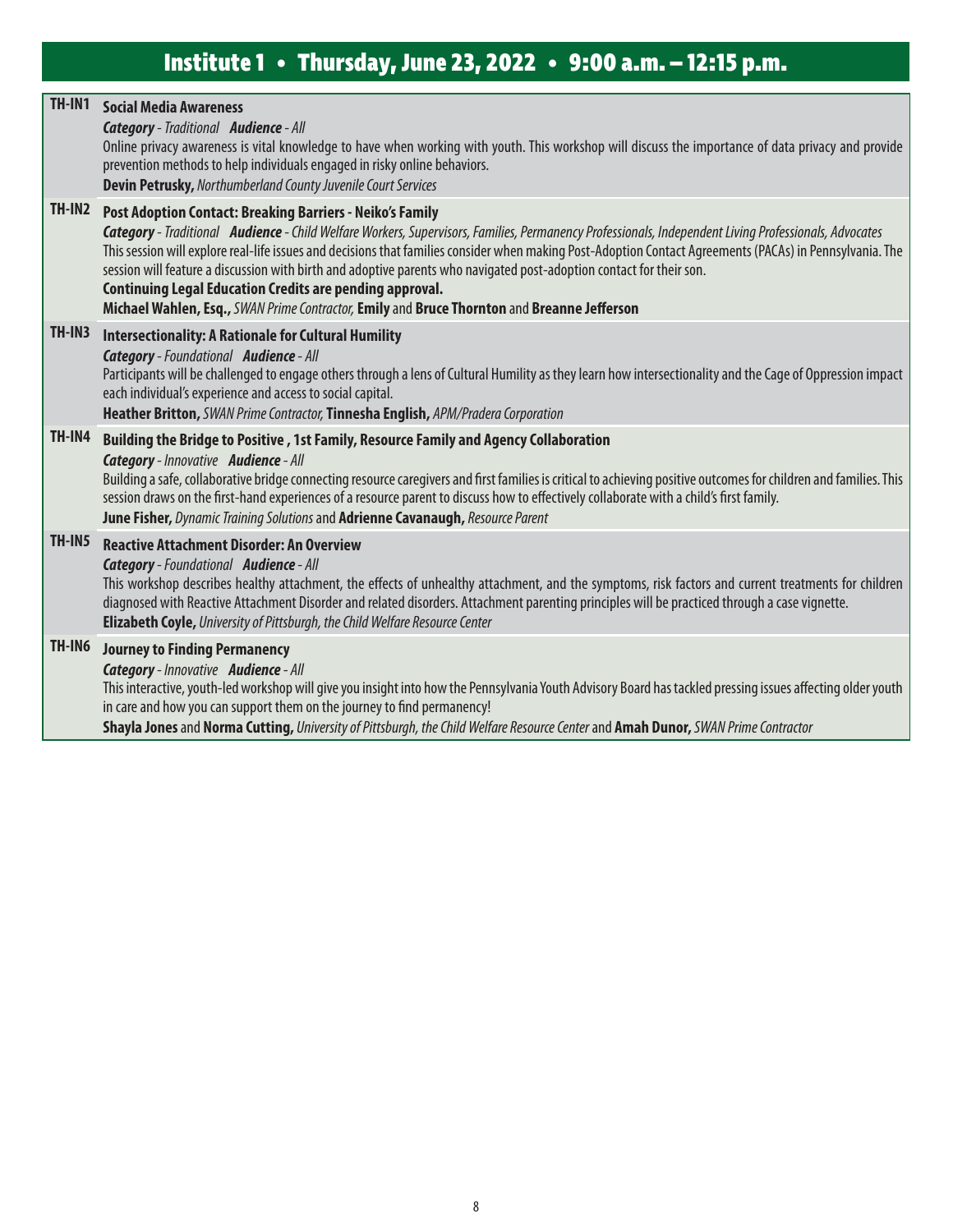# Institute 1 • Thursday, June 23, 2022 • 9:00 a.m. – 12:15 p.m.

**TH-IN1** **Social Media Awareness**

***Category*** *- Traditional* ***Audience*** *- All*

Online privacy awareness is vital knowledge to have when working with youth. This workshop will discuss the importance of data privacy and provide prevention methods to help individuals engaged in risky online behaviors.

**Devin Petrusky,** *Northumberland County Juvenile Court Services*

**TH-IN2** **Post Adoption Contact: Breaking Barriers - Neiko's Family**

***Category*** *- Traditional* ***Audience*** *- Child Welfare Workers, Supervisors, Families, Permanency Professionals, Independent Living Professionals, Advocates*

This session will explore real-life issues and decisions that families consider when making Post-Adoption Contact Agreements (PACAs) in Pennsylvania. The session will feature a discussion with birth and adoptive parents who navigated post-adoption contact for their son.

**Continuing Legal Education Credits are pending approval.**

**Michael Wahlen, Esq.,** *SWAN Prime Contractor,* **Emily** and **Bruce Thornton** and **Breanne Jefferson**

**TH-IN3** **Intersectionality: A Rationale for Cultural Humility**

***Category*** *- Foundational* ***Audience*** *- All*

Participants will be challenged to engage others through a lens of Cultural Humility as they learn how intersectionality and the Cage of Oppression impact each individual's experience and access to social capital.

**Heather Britton,** *SWAN Prime Contractor,* **Tinnesha English,** *APM/Pradera Corporation*

**TH-IN4** **Building the Bridge to Positive , 1st Family, Resource Family and Agency Collaboration**

***Category*** *- Innovative* ***Audience*** *- All*

Building a safe, collaborative bridge connecting resource caregivers and first families is critical to achieving positive outcomes for children and families. This session draws on the first-hand experiences of a resource parent to discuss how to effectively collaborate with a child's first family.

**June Fisher,** *Dynamic Training Solutions* and **Adrienne Cavanaugh,** *Resource Parent*

**TH-IN5** **Reactive Attachment Disorder: An Overview**

***Category*** *- Foundational* ***Audience*** *- All*

This workshop describes healthy attachment, the effects of unhealthy attachment, and the symptoms, risk factors and current treatments for children diagnosed with Reactive Attachment Disorder and related disorders. Attachment parenting principles will be practiced through a case vignette.

**Elizabeth Coyle,** *University of Pittsburgh, the Child Welfare Resource Center*

**TH-IN6** **Journey to Finding Permanency**

***Category*** *- Innovative* ***Audience*** *- All*

This interactive, youth-led workshop will give you insight into how the Pennsylvania Youth Advisory Board has tackled pressing issues affecting older youth in care and how you can support them on the journey to find permanency!

**Shayla Jones** and **Norma Cutting,** *University of Pittsburgh, the Child Welfare Resource Center* and **Amah Dunor,** *SWAN Prime Contractor*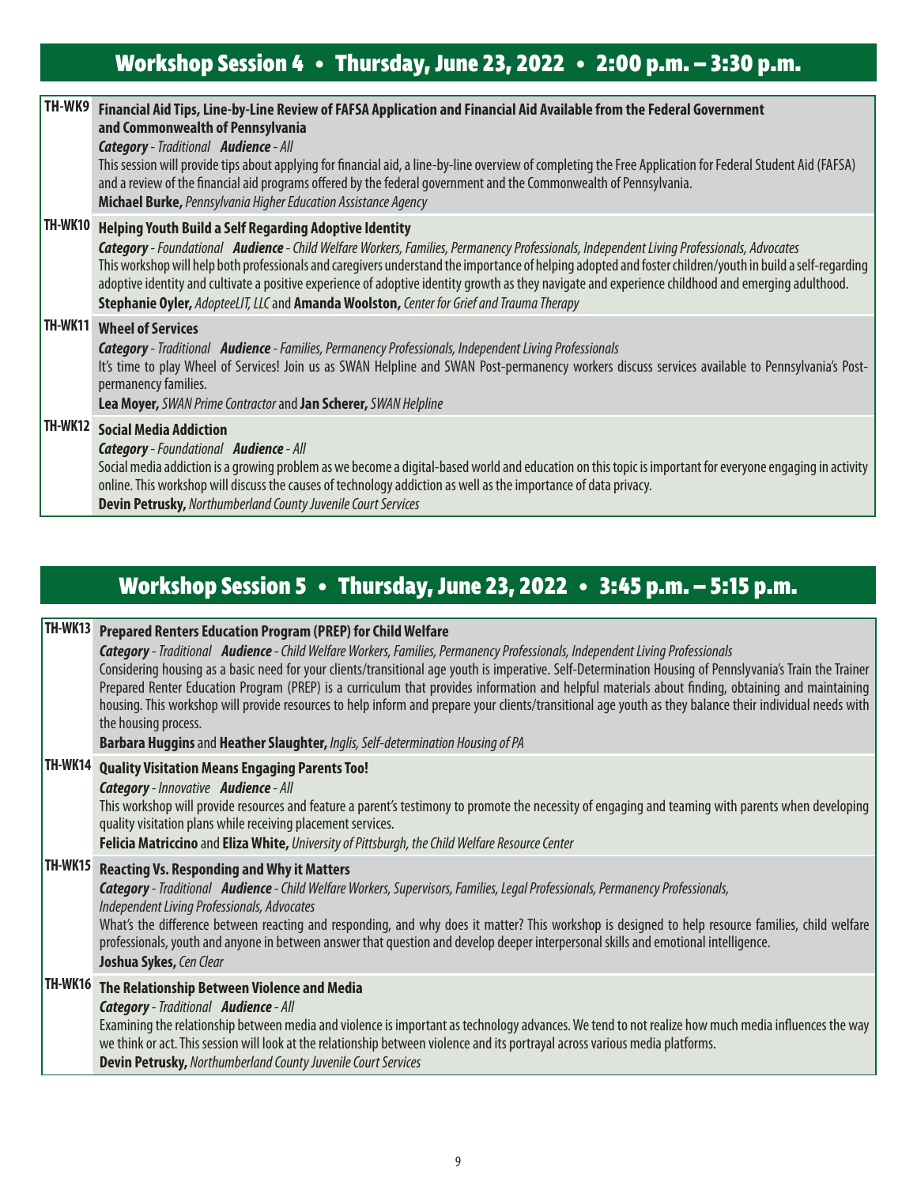## Workshop Session 4 • Thursday, June 23, 2022 • 2:00 p.m. – 3:30 p.m.

**TH-WK9 Financial Aid Tips, Line-by-Line Review of FAFSA Application and Financial Aid Available from the Federal Government and Commonwealth of Pennsylvania**

***Category*** *- Traditional* ***Audience*** *- All*

This session will provide tips about applying for financial aid, a line-by-line overview of completing the Free Application for Federal Student Aid (FAFSA) and a review of the financial aid programs offered by the federal government and the Commonwealth of Pennsylvania.

**Michael Burke,** *Pennsylvania Higher Education Assistance Agency*

**TH-WK10 Helping Youth Build a Self Regarding Adoptive Identity**

***Category*** *- Foundational* ***Audience*** *- Child Welfare Workers, Families, Permanency Professionals, Independent Living Professionals, Advocates*

This workshop will help both professionals and caregivers understand the importance of helping adopted and foster children/youth in build a self-regarding adoptive identity and cultivate a positive experience of adoptive identity growth as they navigate and experience childhood and emerging adulthood.

**Stephanie Oyler,** *AdopteeLIT, LLC* and **Amanda Woolston,** *Center for Grief and Trauma Therapy*

**TH-WK11 Wheel of Services**

***Category*** *- Traditional* ***Audience*** *- Families, Permanency Professionals, Independent Living Professionals*

It's time to play Wheel of Services! Join us as SWAN Helpline and SWAN Post-permanency workers discuss services available to Pennsylvania's Post-permanency families.

**Lea Moyer,** *SWAN Prime Contractor* and **Jan Scherer,** *SWAN Helpline*

**TH-WK12 Social Media Addiction**

***Category*** *- Foundational* ***Audience*** *- All*

Social media addiction is a growing problem as we become a digital-based world and education on this topic is important for everyone engaging in activity online. This workshop will discuss the causes of technology addiction as well as the importance of data privacy.

**Devin Petrusky,** *Northumberland County Juvenile Court Services*

## Workshop Session 5 • Thursday, June 23, 2022 • 3:45 p.m. – 5:15 p.m.

**TH-WK13 Prepared Renters Education Program (PREP) for Child Welfare**

***Category*** *- Traditional* ***Audience*** *- Child Welfare Workers, Families, Permanency Professionals, Independent Living Professionals*

Considering housing as a basic need for your clients/transitional age youth is imperative. Self-Determination Housing of Pennslyvania's Train the Trainer Prepared Renter Education Program (PREP) is a curriculum that provides information and helpful materials about finding, obtaining and maintaining housing. This workshop will provide resources to help inform and prepare your clients/transitional age youth as they balance their individual needs with the housing process.

**Barbara Huggins** and **Heather Slaughter,** *Inglis, Self-determination Housing of PA*

**TH-WK14 Quality Visitation Means Engaging Parents Too!**

***Category*** *- Innovative* ***Audience*** *- All*

This workshop will provide resources and feature a parent's testimony to promote the necessity of engaging and teaming with parents when developing quality visitation plans while receiving placement services.

**Felicia Matriccino** and **Eliza White,** *University of Pittsburgh, the Child Welfare Resource Center*

**TH-WK15 Reacting Vs. Responding and Why it Matters**

***Category*** *- Traditional* ***Audience*** *- Child Welfare Workers, Supervisors, Families, Legal Professionals, Permanency Professionals, Independent Living Professionals, Advocates*

What's the difference between reacting and responding, and why does it matter? This workshop is designed to help resource families, child welfare professionals, youth and anyone in between answer that question and develop deeper interpersonal skills and emotional intelligence.

**Joshua Sykes,** *Cen Clear*

**TH-WK16 The Relationship Between Violence and Media**

***Category*** *- Traditional* ***Audience*** *- All*

Examining the relationship between media and violence is important as technology advances. We tend to not realize how much media influences the way we think or act. This session will look at the relationship between violence and its portrayal across various media platforms.

**Devin Petrusky,** *Northumberland County Juvenile Court Services*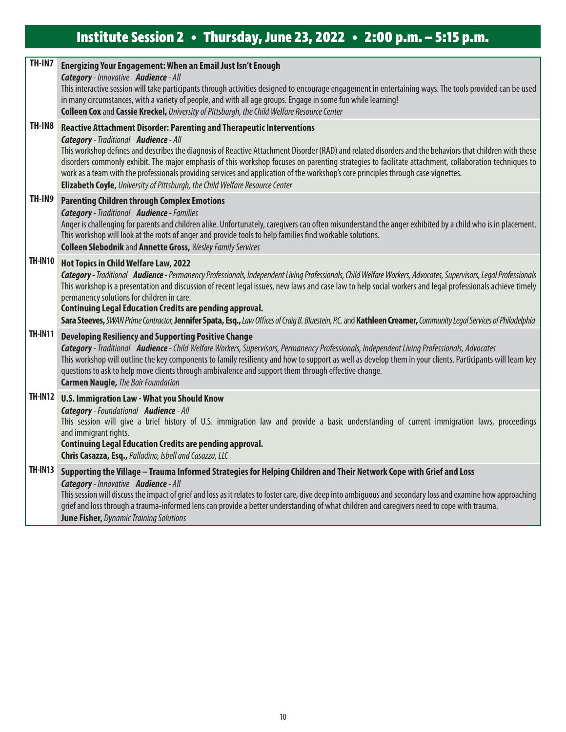# Institute Session 2 • Thursday, June 23, 2022 • 2:00 p.m. – 5:15 p.m.

**TH-IN7** **Energizing Your Engagement: When an Email Just Isn't Enough**

***Category*** *- Innovative* ***Audience*** *- All*

This interactive session will take participants through activities designed to encourage engagement in entertaining ways. The tools provided can be used in many circumstances, with a variety of people, and with all age groups. Engage in some fun while learning!

**Colleen Cox** and **Cassie Kreckel,** *University of Pittsburgh, the Child Welfare Resource Center*

**TH-IN8** **Reactive Attachment Disorder: Parenting and Therapeutic Interventions**

***Category*** *- Traditional* ***Audience*** *- All*

This workshop defines and describes the diagnosis of Reactive Attachment Disorder (RAD) and related disorders and the behaviors that children with these disorders commonly exhibit. The major emphasis of this workshop focuses on parenting strategies to facilitate attachment, collaboration techniques to work as a team with the professionals providing services and application of the workshop's core principles through case vignettes.

**Elizabeth Coyle,** *University of Pittsburgh, the Child Welfare Resource Center*

**TH-IN9** **Parenting Children through Complex Emotions**

***Category*** *- Traditional* ***Audience*** *- Families*

Anger is challenging for parents and children alike. Unfortunately, caregivers can often misunderstand the anger exhibited by a child who is in placement. This workshop will look at the roots of anger and provide tools to help families find workable solutions.

**Colleen Slebodnik** and **Annette Gross,** *Wesley Family Services*

**TH-IN10** **Hot Topics in Child Welfare Law, 2022**

***Category*** *- Traditional* ***Audience*** *- Permanency Professionals, Independent Living Professionals, Child Welfare Workers, Advocates, Supervisors, Legal Professionals*

This workshop is a presentation and discussion of recent legal issues, new laws and case law to help social workers and legal professionals achieve timely permanency solutions for children in care.

**Continuing Legal Education Credits are pending approval.**

**Sara Steeves,** *SWAN Prime Contractor,* **Jennifer Spata, Esq.,** *Law Offices of Craig B. Bluestein, P.C.* and **Kathleen Creamer,** *Community Legal Services of Philadelphia*

**TH-IN11** **Developing Resiliency and Supporting Positive Change**

***Category*** *- Traditional* ***Audience*** *- Child Welfare Workers, Supervisors, Permanency Professionals, Independent Living Professionals, Advocates*

This workshop will outline the key components to family resiliency and how to support as well as develop them in your clients. Participants will learn key questions to ask to help move clients through ambivalence and support them through effective change.

**Carmen Naugle,** *The Bair Foundation*

**TH-IN12** **U.S. Immigration Law - What you Should Know**

***Category*** *- Foundational* ***Audience*** *- All*

This session will give a brief history of U.S. immigration law and provide a basic understanding of current immigration laws, proceedings and immigrant rights.

**Continuing Legal Education Credits are pending approval.**

**Chris Casazza, Esq.,** *Palladino, Isbell and Casazza, LLC*

**TH-IN13** **Supporting the Village – Trauma Informed Strategies for Helping Children and Their Network Cope with Grief and Loss**

***Category*** *- Innovative* ***Audience*** *- All*

This session will discuss the impact of grief and loss as it relates to foster care, dive deep into ambiguous and secondary loss and examine how approaching grief and loss through a trauma-informed lens can provide a better understanding of what children and caregivers need to cope with trauma.

**June Fisher,** *Dynamic Training Solutions*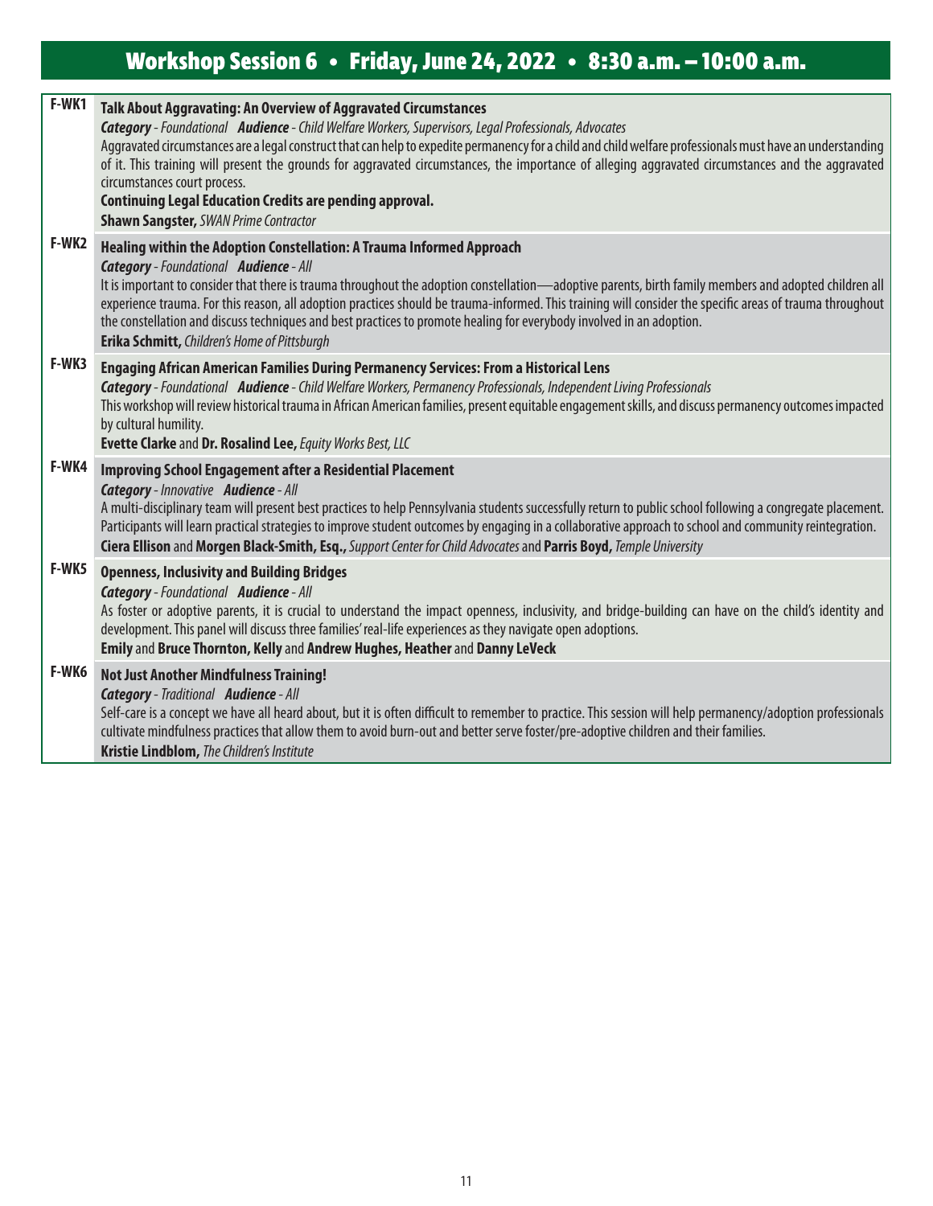## Workshop Session 6 • Friday, June 24, 2022 • 8:30 a.m. – 10:00 a.m.

**F-WK1** **Talk About Aggravating: An Overview of Aggravated Circumstances**

***Category*** *- Foundational* ***Audience*** *- Child Welfare Workers, Supervisors, Legal Professionals, Advocates*

Aggravated circumstances are a legal construct that can help to expedite permanency for a child and child welfare professionals must have an understanding of it. This training will present the grounds for aggravated circumstances, the importance of alleging aggravated circumstances and the aggravated circumstances court process.

**Continuing Legal Education Credits are pending approval.**

**Shawn Sangster,** *SWAN Prime Contractor*

**F-WK2** **Healing within the Adoption Constellation: A Trauma Informed Approach**

***Category*** *- Foundational* ***Audience*** *- All*

It is important to consider that there is trauma throughout the adoption constellation—adoptive parents, birth family members and adopted children all experience trauma. For this reason, all adoption practices should be trauma-informed. This training will consider the specific areas of trauma throughout the constellation and discuss techniques and best practices to promote healing for everybody involved in an adoption.

**Erika Schmitt,** *Children's Home of Pittsburgh*

**F-WK3** **Engaging African American Families During Permanency Services: From a Historical Lens**

***Category*** *- Foundational* ***Audience*** *- Child Welfare Workers, Permanency Professionals, Independent Living Professionals*

This workshop will review historical trauma in African American families, present equitable engagement skills, and discuss permanency outcomes impacted by cultural humility.

**Evette Clarke** and **Dr. Rosalind Lee,** *Equity Works Best, LLC*

**F-WK4** **Improving School Engagement after a Residential Placement**

***Category*** *- Innovative* ***Audience*** *- All*

A multi-disciplinary team will present best practices to help Pennsylvania students successfully return to public school following a congregate placement. Participants will learn practical strategies to improve student outcomes by engaging in a collaborative approach to school and community reintegration.

**Ciera Ellison** and **Morgen Black-Smith, Esq.,** *Support Center for Child Advocates* and **Parris Boyd,** *Temple University*

**F-WK5** **Openness, Inclusivity and Building Bridges**

***Category*** *- Foundational* ***Audience*** *- All*

As foster or adoptive parents, it is crucial to understand the impact openness, inclusivity, and bridge-building can have on the child's identity and development. This panel will discuss three families' real-life experiences as they navigate open adoptions.

**Emily** and **Bruce Thornton, Kelly** and **Andrew Hughes, Heather** and **Danny LeVeck**

**F-WK6** **Not Just Another Mindfulness Training!**

***Category*** *- Traditional* ***Audience*** *- All*

Self-care is a concept we have all heard about, but it is often difficult to remember to practice. This session will help permanency/adoption professionals cultivate mindfulness practices that allow them to avoid burn-out and better serve foster/pre-adoptive children and their families.

**Kristie Lindblom,** *The Children's Institute*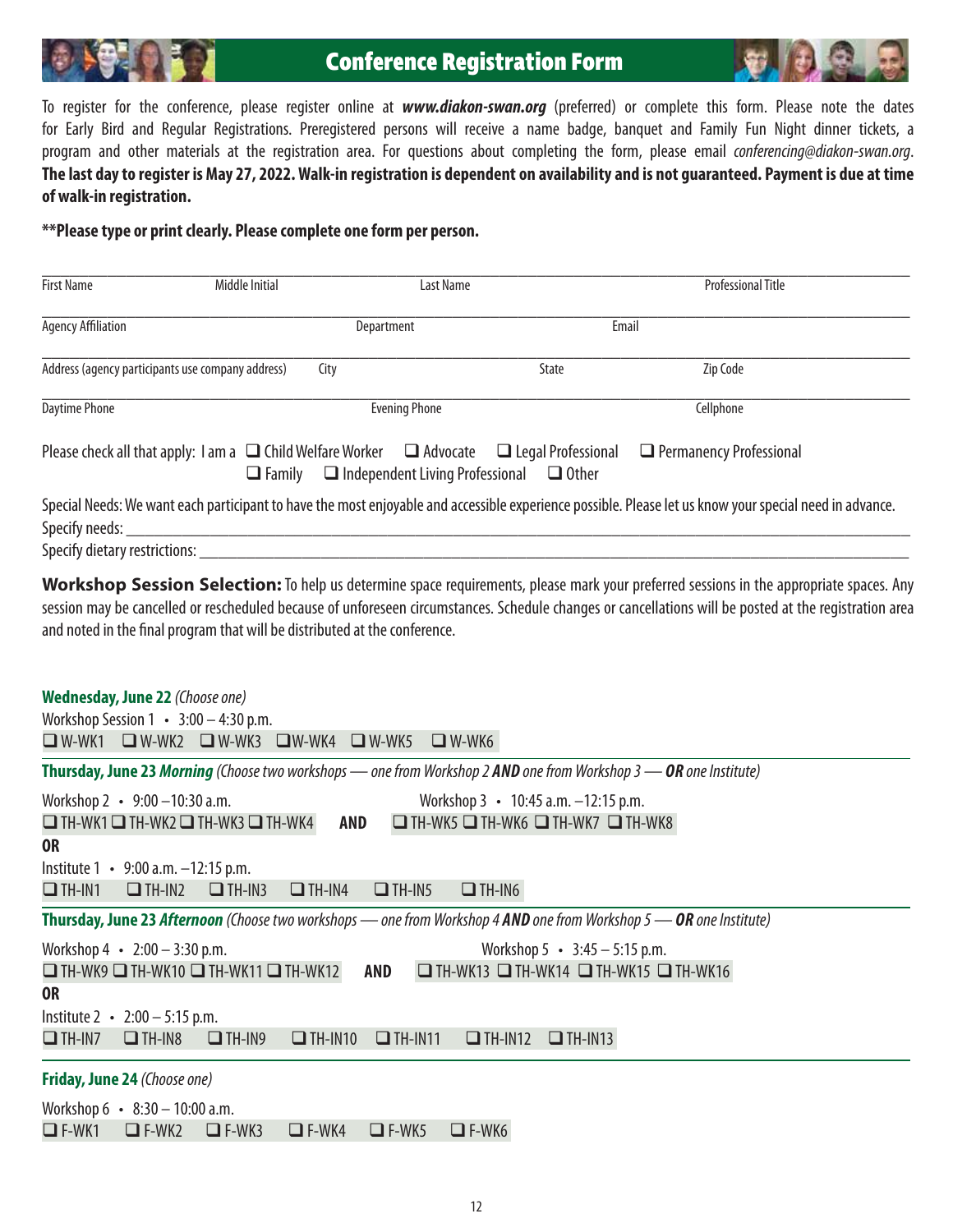# Conference Registration Form

To register for the conference, please register online at ***www.diakon-swan.org*** (preferred) or complete this form. Please note the dates for Early Bird and Regular Registrations. Preregistered persons will receive a name badge, banquet and Family Fun Night dinner tickets, a program and other materials at the registration area. For questions about completing the form, please email *conferencing@diakon-swan.org*. **The last day to register is May 27, 2022. Walk-in registration is dependent on availability and is not guaranteed. Payment is due at time of walk-in registration.**

****Please type or print clearly. Please complete one form per person.**

First Name ______ Middle Initial ______ Last Name ______ Professional Title ______

Agency Affiliation ______ Department ______ Email ______

Address (agency participants use company address) ______ City ______ State ______ Zip Code ______

Daytime Phone ______ Evening Phone ______ Cellphone ______

Please check all that apply: I am a ❑ Child Welfare Worker ❑ Advocate ❑ Legal Professional ❑ Permanency Professional ❑ Family ❑ Independent Living Professional ❑ Other

Special Needs: We want each participant to have the most enjoyable and accessible experience possible. Please let us know your special need in advance.

Specify needs: ______

Specify dietary restrictions: ______

**Workshop Session Selection:** To help us determine space requirements, please mark your preferred sessions in the appropriate spaces. Any session may be cancelled or rescheduled because of unforeseen circumstances. Schedule changes or cancellations will be posted at the registration area and noted in the final program that will be distributed at the conference.

**Wednesday, June 22** *(Choose one)*

Workshop Session 1 • 3:00 – 4:30 p.m.

❑ W-WK1 ❑ W-WK2 ❑ W-WK3 ❑ W-WK4 ❑ W-WK5 ❑ W-WK6

**Thursday, June 23 *Morning*** *(Choose two workshops — one from Workshop 2 **AND** one from Workshop 3 — **OR** one Institute)*

Workshop 2 • 9:00 –10:30 a.m.

❑ TH-WK1 ❑ TH-WK2 ❑ TH-WK3 ❑ TH-WK4

**AND**

Workshop 3 • 10:45 a.m. –12:15 p.m.

❑ TH-WK5 ❑ TH-WK6 ❑ TH-WK7 ❑ TH-WK8

**OR**

Institute 1 • 9:00 a.m. –12:15 p.m.

❑ TH-IN1 ❑ TH-IN2 ❑ TH-IN3 ❑ TH-IN4 ❑ TH-IN5 ❑ TH-IN6

**Thursday, June 23 *Afternoon*** *(Choose two workshops — one from Workshop 4 **AND** one from Workshop 5 — **OR** one Institute)*

Workshop 4 • 2:00 – 3:30 p.m.

❑ TH-WK9 ❑ TH-WK10 ❑ TH-WK11 ❑ TH-WK12

**AND**

Workshop 5 • 3:45 – 5:15 p.m.

❑ TH-WK13 ❑ TH-WK14 ❑ TH-WK15 ❑ TH-WK16

**OR**

Institute 2 • 2:00 – 5:15 p.m.

❑ TH-IN7 ❑ TH-IN8 ❑ TH-IN9 ❑ TH-IN10 ❑ TH-IN11 ❑ TH-IN12 ❑ TH-IN13

**Friday, June 24** *(Choose one)*

Workshop 6 • 8:30 – 10:00 a.m.

❑ F-WK1 ❑ F-WK2 ❑ F-WK3 ❑ F-WK4 ❑ F-WK5 ❑ F-WK6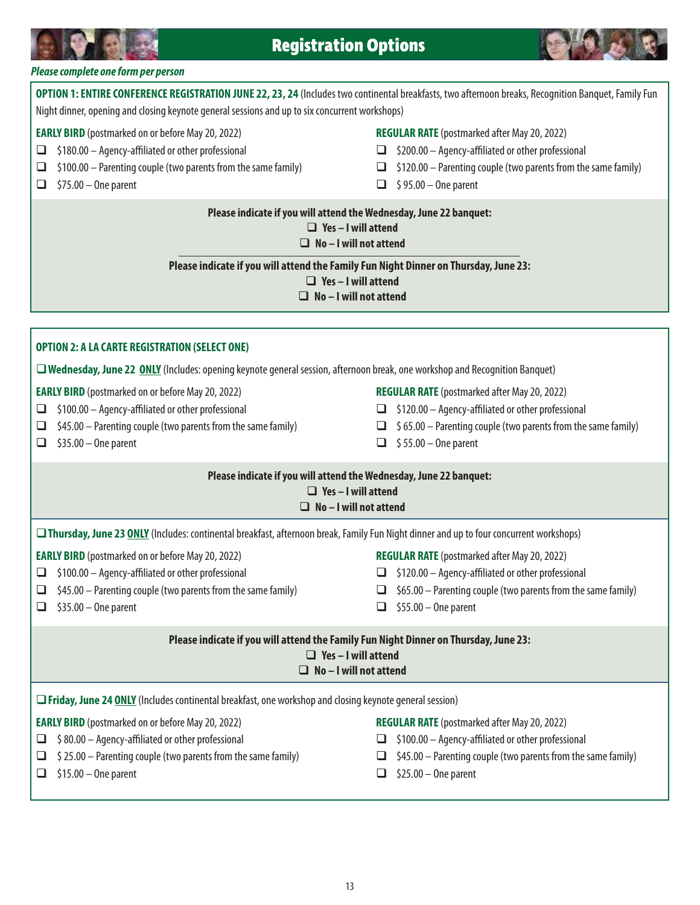# Registration Options

***Please complete one form per person***

**OPTION 1: ENTIRE CONFERENCE REGISTRATION JUNE 22, 23, 24** (Includes two continental breakfasts, two afternoon breaks, Recognition Banquet, Family Fun Night dinner, opening and closing keynote general sessions and up to six concurrent workshops)

**EARLY BIRD** (postmarked on or before May 20, 2022)

- ❑ $180.00 – Agency-affiliated or other professional
- ❑ $100.00 – Parenting couple (two parents from the same family)
- ❑ $75.00 – One parent

**REGULAR RATE** (postmarked after May 20, 2022)

- ❑ $200.00 – Agency-affiliated or other professional
- ❑ $120.00 – Parenting couple (two parents from the same family)
- ❑ $ 95.00 – One parent

**Please indicate if you will attend the Wednesday, June 22 banquet:**

- ❑ **Yes – I will attend**
- ❑ **No – I will not attend**

**Please indicate if you will attend the Family Fun Night Dinner on Thursday, June 23:**

- ❑ **Yes – I will attend**
- ❑ **No – I will not attend**

---

**OPTION 2: A LA CARTE REGISTRATION (SELECT ONE)**

❑ **Wednesday, June 22 ONLY** (Includes: opening keynote general session, afternoon break, one workshop and Recognition Banquet)

**EARLY BIRD** (postmarked on or before May 20, 2022)

- ❑ $100.00 – Agency-affiliated or other professional
- ❑ $45.00 – Parenting couple (two parents from the same family)
- ❑ $35.00 – One parent

**REGULAR RATE** (postmarked after May 20, 2022)

- ❑ $120.00 – Agency-affiliated or other professional
- ❑ $ 65.00 – Parenting couple (two parents from the same family)
- ❑ $ 55.00 – One parent

**Please indicate if you will attend the Wednesday, June 22 banquet:**

- ❑ **Yes – I will attend**
- ❑ **No – I will not attend**

❑ **Thursday, June 23 ONLY** (Includes: continental breakfast, afternoon break, Family Fun Night dinner and up to four concurrent workshops)

**EARLY BIRD** (postmarked on or before May 20, 2022)

- ❑ $100.00 – Agency-affiliated or other professional
- ❑ $45.00 – Parenting couple (two parents from the same family)
- ❑ $35.00 – One parent

**REGULAR RATE** (postmarked after May 20, 2022)

- ❑ $120.00 – Agency-affiliated or other professional
- ❑ $65.00 – Parenting couple (two parents from the same family)
- ❑ $55.00 – One parent

**Please indicate if you will attend the Family Fun Night Dinner on Thursday, June 23:**

- ❑ **Yes – I will attend**
- ❑ **No – I will not attend**

❑ **Friday, June 24 ONLY** (Includes continental breakfast, one workshop and closing keynote general session)

**EARLY BIRD** (postmarked on or before May 20, 2022)

- ❑ $ 80.00 – Agency-affiliated or other professional
- ❑ $ 25.00 – Parenting couple (two parents from the same family)
- ❑ $15.00 – One parent

**REGULAR RATE** (postmarked after May 20, 2022)

- ❑ $100.00 – Agency-affiliated or other professional
- ❑ $45.00 – Parenting couple (two parents from the same family)
- ❑ $25.00 – One parent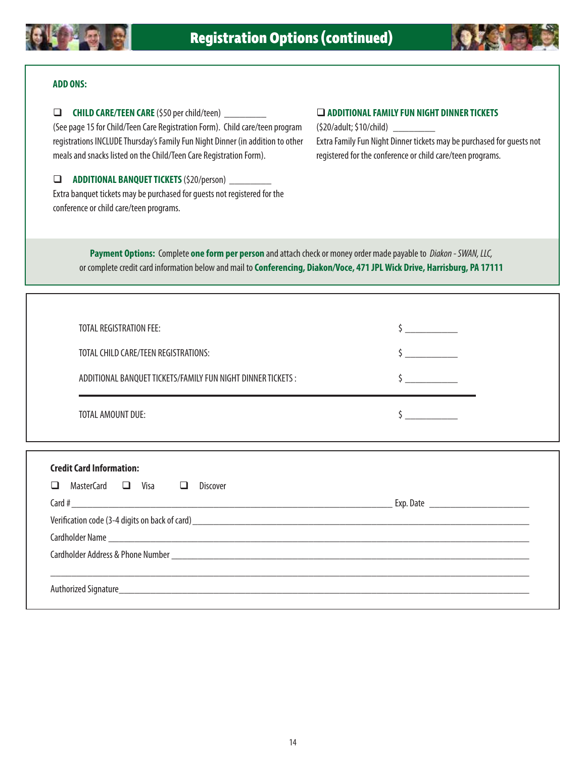# Registration Options (continued)

**ADD ONS:**

❑ **CHILD CARE/TEEN CARE** ($50 per child/teen) _________
(See page 15 for Child/Teen Care Registration Form). Child care/teen program registrations INCLUDE Thursday's Family Fun Night Dinner (in addition to other meals and snacks listed on the Child/Teen Care Registration Form).

❑ **ADDITIONAL BANQUET TICKETS** ($20/person) _________
Extra banquet tickets may be purchased for guests not registered for the conference or child care/teen programs.

❑ **ADDITIONAL FAMILY FUN NIGHT DINNER TICKETS**
($20/adult; $10/child) _________
Extra Family Fun Night Dinner tickets may be purchased for guests not registered for the conference or child care/teen programs.

**Payment Options:** Complete **one form per person** and attach check or money order made payable to *Diakon - SWAN, LLC,* or complete credit card information below and mail to **Conferencing, Diakon/Voce, 471 JPL Wick Drive, Harrisburg, PA 17111**

| | |
|---|---|
| TOTAL REGISTRATION FEE: | $ ___________ |
| TOTAL CHILD CARE/TEEN REGISTRATIONS: | $ ___________ |
| ADDITIONAL BANQUET TICKETS/FAMILY FUN NIGHT DINNER TICKETS : | $ ___________ |
| TOTAL AMOUNT DUE: | $ ___________ |

**Credit Card Information:**

❑ MasterCard ❑ Visa ❑ Discover

Card # ______________________________________________ Exp. Date ____________________

Verification code (3-4 digits on back of card) ______________________________________________

Cardholder Name ______________________________________________

Cardholder Address & Phone Number ______________________________________________

______________________________________________

Authorized Signature ______________________________________________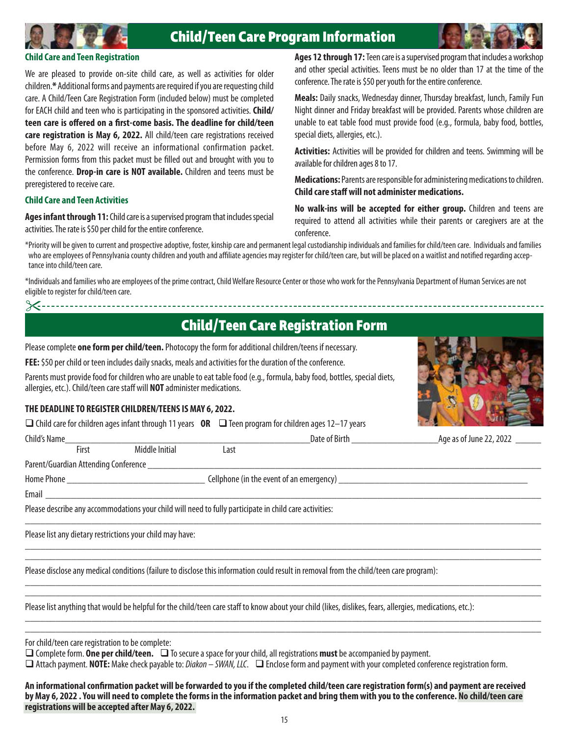# Child/Teen Care Program Information

### Child Care and Teen Registration

We are pleased to provide on-site child care, as well as activities for older children.* Additional forms and payments are required if you are requesting child care. A Child/Teen Care Registration Form (included below) must be completed for EACH child and teen who is participating in the sponsored activities. **Child/teen care is offered on a first-come basis. The deadline for child/teen care registration is May 6, 2022.** All child/teen care registrations received before May 6, 2022 will receive an informational confirmation packet. Permission forms from this packet must be filled out and brought with you to the conference. **Drop-in care is NOT available.** Children and teens must be preregistered to receive care.

### Child Care and Teen Activities

**Ages infant through 11:** Child care is a supervised program that includes special activities. The rate is $50 per child for the entire conference.

**Ages 12 through 17:** Teen care is a supervised program that includes a workshop and other special activities. Teens must be no older than 17 at the time of the conference. The rate is $50 per youth for the entire conference.

**Meals:** Daily snacks, Wednesday dinner, Thursday breakfast, lunch, Family Fun Night dinner and Friday breakfast will be provided. Parents whose children are unable to eat table food must provide food (e.g., formula, baby food, bottles, special diets, allergies, etc.).

**Activities:** Activities will be provided for children and teens. Swimming will be available for children ages 8 to 17.

**Medications:** Parents are responsible for administering medications to children. **Child care staff will not administer medications.**

**No walk-ins will be accepted for either group.** Children and teens are required to attend all activities while their parents or caregivers are at the conference.

*Priority will be given to current and prospective adoptive, foster, kinship care and permanent legal custodianship individuals and families for child/teen care. Individuals and families who are employees of Pennsylvania county children and youth and affiliate agencies may register for child/teen care, but will be placed on a waitlist and notified regarding acceptance into child/teen care.

*Individuals and families who are employees of the prime contract, Child Welfare Resource Center or those who work for the Pennsylvania Department of Human Services are not eligible to register for child/teen care.

---

# Child/Teen Care Registration Form

Please complete **one form per child/teen.** Photocopy the form for additional children/teens if necessary.

**FEE:** $50 per child or teen includes daily snacks, meals and activities for the duration of the conference.

Parents must provide food for children who are unable to eat table food (e.g., formula, baby food, bottles, special diets, allergies, etc.). Child/teen care staff will **NOT** administer medications.

**THE DEADLINE TO REGISTER CHILDREN/TEENS IS MAY 6, 2022.**

❑ Child care for children ages infant through 11 years **OR** ❑ Teen program for children ages 12–17 years

Child's Name ______________________________ Date of Birth ______________ Age as of June 22, 2022 ______
First Middle Initial Last

Parent/Guardian Attending Conference ______________________________

Home Phone ______________________ Cellphone (in the event of an emergency) ______________________

Email ______________________________

Please describe any accommodations your child will need to fully participate in child care activities:

______________________________

Please list any dietary restrictions your child may have:

______________________________

______________________________

Please disclose any medical conditions (failure to disclose this information could result in removal from the child/teen care program):

______________________________

______________________________

Please list anything that would be helpful for the child/teen care staff to know about your child (likes, dislikes, fears, allergies, medications, etc.):

______________________________

______________________________

For child/teen care registration to be complete:

❑ Complete form. **One per child/teen.** ❑ To secure a space for your child, all registrations **must** be accompanied by payment.

❑ Attach payment. **NOTE:** Make check payable to: *Diakon – SWAN, LLC*. ❑ Enclose form and payment with your completed conference registration form.

**An informational confirmation packet will be forwarded to you if the completed child/teen care registration form(s) and payment are received by May 6, 2022 . You will need to complete the forms in the information packet and bring them with you to the conference. No child/teen care registrations will be accepted after May 6, 2022.**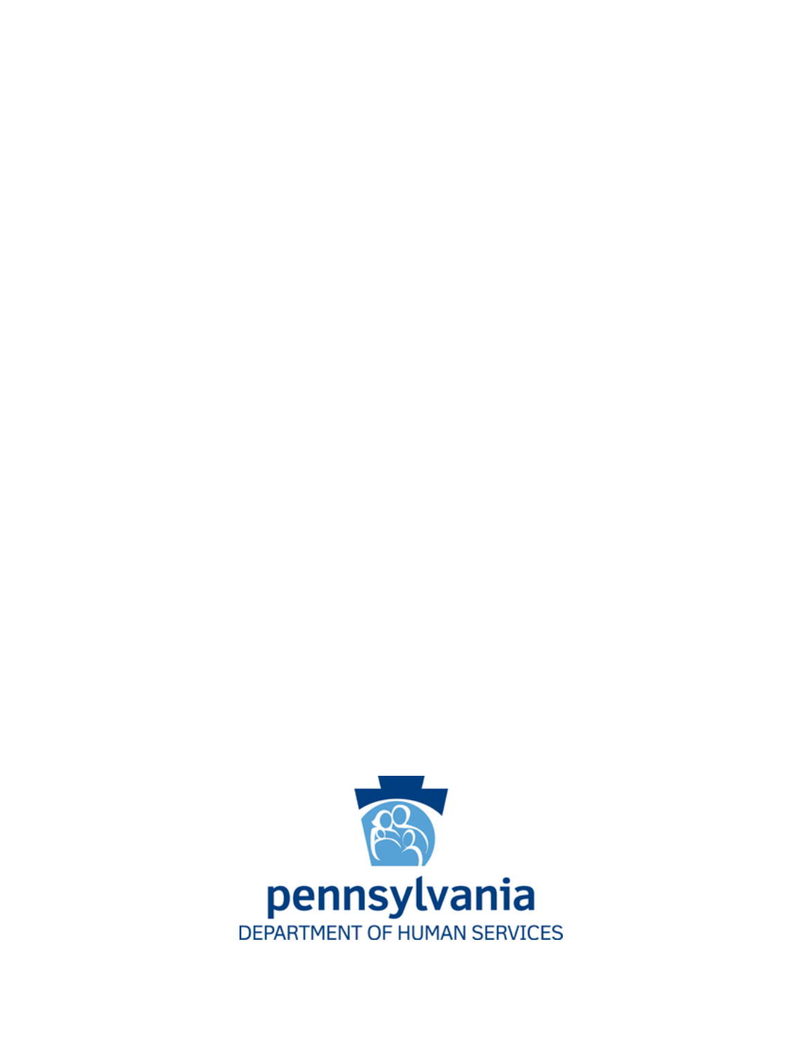pennsylvania

DEPARTMENT OF HUMAN SERVICES